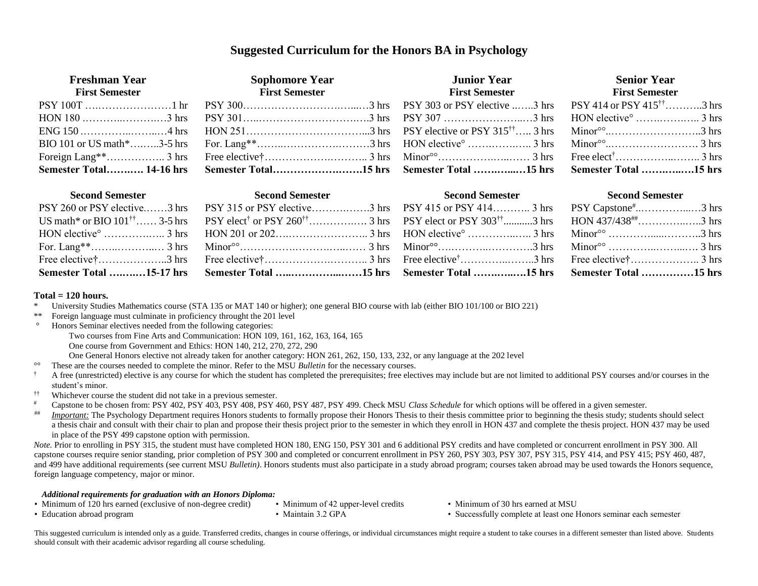# Suggested Curriculum for the Honors BA in Psychology

| Freshman Year | | Sophomore Year | | Junior Year | | Senior Year | |
|---|---|---|---|---|---|---|---|
| **First Semester** | | **First Semester** | | **First Semester** | | **First Semester** | |
| PSY 100T | 1 hr | PSY 300 | 3 hrs | PSY 303 or PSY elective | 3 hrs | PSY 414 or PSY 415[††] | 3 hrs |
| HON 180 | 3 hrs | PSY 301 | 3 hrs | PSY 307 | 3 hrs | HON elective° | 3 hrs |
| ENG 150 | 4 hrs | HON 251 | 3 hrs | PSY elective or PSY 315[††] | 3 hrs | Minor°° | 3 hrs |
| BIO 101 or US math* | 3-5 hrs | For. Lang** | 3 hrs | HON elective° | 3 hrs | Minor°° | 3 hrs |
| Foreign Lang** | 3 hrs | Free elective† | 3 hrs | Minor°° | 3 hrs | Free elect[†] | 3 hrs |
| **Semester Total** | **14-16 hrs** | **Semester Total** | **15 hrs** | **Semester Total** | **15 hrs** | **Semester Total** | **15 hrs** |
| **Second Semester** | | **Second Semester** | | **Second Semester** | | **Second Semester** | |
| PSY 260 or PSY elective | 3 hrs | PSY 315 or PSY elective | 3 hrs | PSY 415 or PSY 414 | 3 hrs | PSY Capstone[#] | 3 hrs |
| US math* or BIO 101[††] | 3-5 hrs | PSY elect[†] or PSY 260[††] | 3 hrs | PSY elect or PSY 303[††] | 3 hrs | HON 437/438[##] | 3 hrs |
| HON elective° | 3 hrs | HON 201 or 202 | 3 hrs | HON elective° | 3 hrs | Minor°° | 3 hrs |
| For. Lang** | 3 hrs | Minor°° | 3 hrs | Minor°° | 3 hrs | Minor°° | 3 hrs |
| Free elective† | 3 hrs | Free elective† | 3 hrs | Free elective[†] | 3 hrs | Free elective† | 3 hrs |
| **Semester Total** | **15-17 hrs** | **Semester Total** | **15 hrs** | **Semester Total** | **15 hrs** | **Semester Total** | **15 hrs** |

**Total = 120 hours.**

\* University Studies Mathematics course (STA 135 or MAT 140 or higher); one general BIO course with lab (either BIO 101/100 or BIO 221)

\*\* Foreign language must culminate in proficiency throught the 201 level

° Honors Seminar electives needed from the following categories:
- Two courses from Fine Arts and Communication: HON 109, 161, 162, 163, 164, 165
- One course from Government and Ethics: HON 140, 212, 270, 272, 290
- One General Honors elective not already taken for another category: HON 261, 262, 150, 133, 232, or any language at the 202 level

°° These are the courses needed to complete the minor. Refer to the MSU *Bulletin* for the necessary courses.

† A free (unrestricted) elective is any course for which the student has completed the prerequisites; free electives may include but are not limited to additional PSY courses and/or courses in the student's minor.

†† Whichever course the student did not take in a previous semester.

\# Capstone to be chosen from: PSY 402, PSY 403, PSY 408, PSY 460, PSY 487, PSY 499. Check MSU *Class Schedule* for which options will be offered in a given semester.

\## *Important:* The Psychology Department requires Honors students to formally propose their Honors Thesis to their thesis committee prior to beginning the thesis study; students should select a thesis chair and consult with their chair to plan and propose their thesis project prior to the semester in which they enroll in HON 437 and complete the thesis project. HON 437 may be used in place of the PSY 499 capstone option with permission.

*Note.* Prior to enrolling in PSY 315, the student must have completed HON 180, ENG 150, PSY 301 and 6 additional PSY credits and have completed or concurrent enrollment in PSY 300. All capstone courses require senior standing, prior completion of PSY 300 and completed or concurrent enrollment in PSY 260, PSY 303, PSY 307, PSY 315, PSY 414, and PSY 415; PSY 460, 487, and 499 have additional requirements (see current MSU *Bulletin)*. Honors students must also participate in a study abroad program; courses taken abroad may be used towards the Honors sequence, foreign language competency, major or minor.

***Additional requirements for graduation with an Honors Diploma:***

- Minimum of 120 hrs earned (exclusive of non-degree credit)
- Education abroad program
- Minimum of 42 upper-level credits
- Maintain 3.2 GPA
- Minimum of 30 hrs earned at MSU
- Successfully complete at least one Honors seminar each semester

This suggested curriculum is intended only as a guide. Transferred credits, changes in course offerings, or individual circumstances might require a student to take courses in a different semester than listed above. Students should consult with their academic advisor regarding all course scheduling.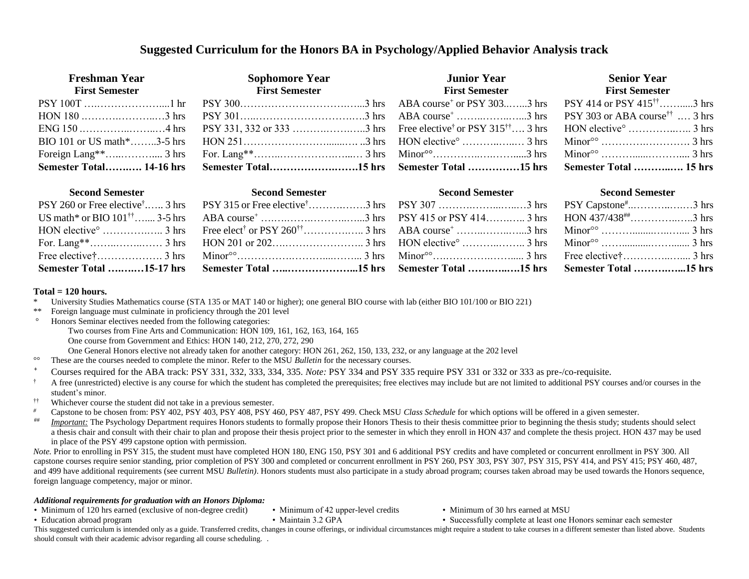# Suggested Curriculum for the Honors BA in Psychology/Applied Behavior Analysis track

| Freshman Year | Sophomore Year | Junior Year | Senior Year |
|---|---|---|---|
| **First Semester** | **First Semester** | **First Semester** | **First Semester** |
| PSY 100T …………………….....1 hr | PSY 300………………………………...3 hrs | ABA course+ or PSY 303..…...3 hrs | PSY 414 or PSY 415††……......3 hrs |
| HON 180 ………………….….3 hrs | PSY 301…..………………………….….3 hrs | ABA course+ ……..……..…...3 hrs | PSY 303 or ABA course†† …. 3 hrs |
| ENG 150 ……………..……..…4 hrs | PSY 331, 332 or 333 ……….……..…..3 hrs | Free elective† or PSY 315††…. 3 hrs | HON elective° ……………..….. 3 hrs |
| BIO 101 or US math*……..3-5 hrs | HON 251……………………......…. ..3 hrs | HON elective° ………..…..… 3 hrs | Minor°° ……………….………. 3 hrs |
| Foreign Lang**…..……….... 3 hrs | For. Lang**……..……………..…...… 3 hrs | Minor°°……………..….……....3 hrs | Minor°° ………......……….... 3 hrs |
| **Semester Total…….…. 14-16 hrs** | **Semester Total……………….…….15 hrs** | **Semester Total ……………15 hrs** | **Semester Total ………..…. 15 hrs** |
| **Second Semester** | **Second Semester** | **Second Semester** | **Second Semester** |
| PSY 260 or Free elective†.….. 3 hrs | PSY 315 or Free elective†……….…….3 hrs | PSY 307 ……….………..…..…3 hrs | PSY Capstone#..………..…..…3 hrs |
| US math* or BIO 101††…... 3-5 hrs | ABA course+ ……..……..……….…...3 hrs | PSY 415 or PSY 414……….. 3 hrs | HON 437/438##…………..…..3 hrs |
| HON elective° ………….….. 3 hrs | Free elect† or PSY 260††…………….. 3 hrs | ABA course+ ……..……..…...3 hrs | Minor°° ………..........…...... 3 hrs |
| For. Lang**……..……..…… 3 hrs | HON 201 or 202…..………………….. 3 hrs | HON elective° ………..…….. 3 hrs | Minor°° ……..........………...... 3 hrs |
| Free elective†………………. 3 hrs | Minor°°…………….………....……... 3 hrs | Minor°°…..…………..……..... 3 hrs | Free elective†…………..…..... 3 hrs |
| **Semester Total ….…..…15-17 hrs** | **Semester Total …..………………...15 hrs** | **Semester Total …….…..….15 hrs** | **Semester Total …………...15 hrs** |

**Total = 120 hours.**

\* University Studies Mathematics course (STA 135 or MAT 140 or higher); one general BIO course with lab (either BIO 101/100 or BIO 221)

** Foreign language must culminate in proficiency through the 201 level

° Honors Seminar electives needed from the following categories:
- Two courses from Fine Arts and Communication: HON 109, 161, 162, 163, 164, 165
- One course from Government and Ethics: HON 140, 212, 270, 272, 290
- One General Honors elective not already taken for another category: HON 261, 262, 150, 133, 232, or any language at the 202 level

°° These are the courses needed to complete the minor. Refer to the MSU *Bulletin* for the necessary courses.

+ Courses required for the ABA track: PSY 331, 332, 333, 334, 335. *Note:* PSY 334 and PSY 335 require PSY 331 or 332 or 333 as pre-/co-requisite.

† A free (unrestricted) elective is any course for which the student has completed the prerequisites; free electives may include but are not limited to additional PSY courses and/or courses in the student's minor.

†† Whichever course the student did not take in a previous semester.

\# Capstone to be chosen from: PSY 402, PSY 403, PSY 408, PSY 460, PSY 487, PSY 499. Check MSU *Class Schedule* for which options will be offered in a given semester.

\## *Important:* The Psychology Department requires Honors students to formally propose their Honors Thesis to their thesis committee prior to beginning the thesis study; students should select a thesis chair and consult with their chair to plan and propose their thesis project prior to the semester in which they enroll in HON 437 and complete the thesis project. HON 437 may be used in place of the PSY 499 capstone option with permission.

*Note.* Prior to enrolling in PSY 315, the student must have completed HON 180, ENG 150, PSY 301 and 6 additional PSY credits and have completed or concurrent enrollment in PSY 300. All capstone courses require senior standing, prior completion of PSY 300 and completed or concurrent enrollment in PSY 260, PSY 303, PSY 307, PSY 315, PSY 414, and PSY 415; PSY 460, 487, and 499 have additional requirements (see current MSU *Bulletin)*. Honors students must also participate in a study abroad program; courses taken abroad may be used towards the Honors sequence, foreign language competency, major or minor.

***Additional requirements for graduation with an Honors Diploma:***

- Minimum of 120 hrs earned (exclusive of non-degree credit)
- Minimum of 42 upper-level credits
- Minimum of 30 hrs earned at MSU
- Education abroad program
- Maintain 3.2 GPA
- Successfully complete at least one Honors seminar each semester

This suggested curriculum is intended only as a guide. Transferred credits, changes in course offerings, or individual circumstances might require a student to take courses in a different semester than listed above. Students should consult with their academic advisor regarding all course scheduling. .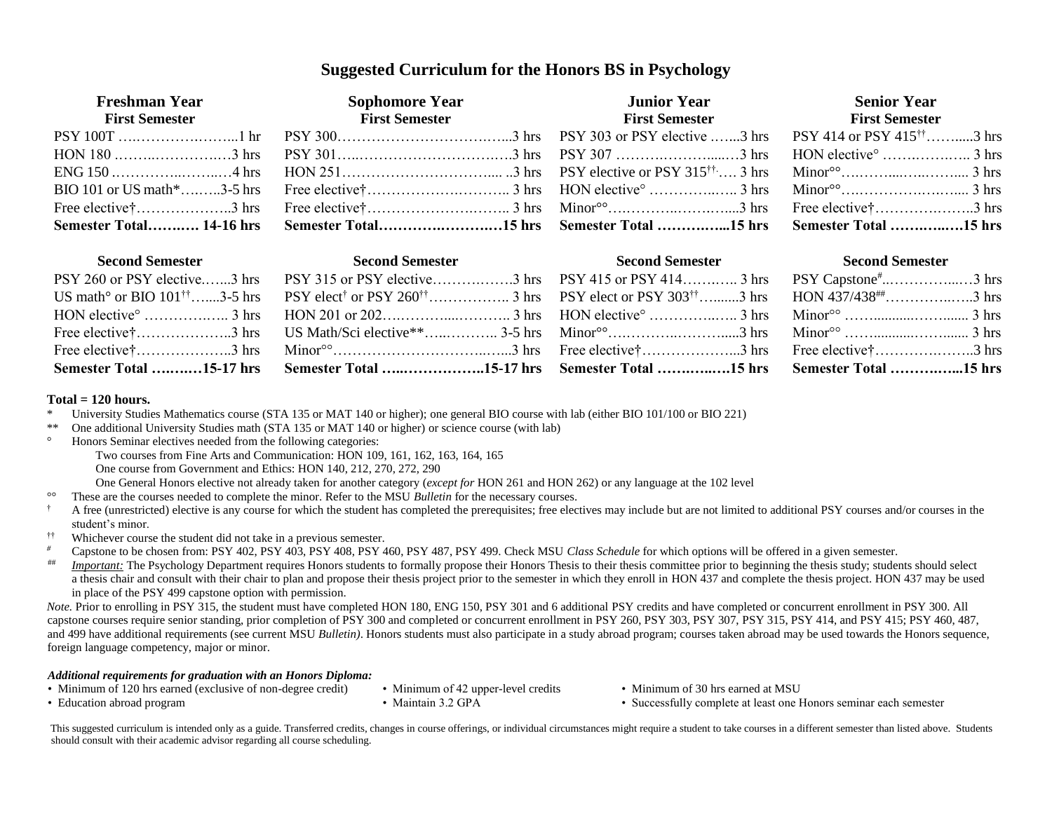# Suggested Curriculum for the Honors BS in Psychology

## Freshman Year

| First Semester | |
|---|---|
| PSY 100T | 1 hr |
| HON 180 | 3 hrs |
| ENG 150 | 4 hrs |
| BIO 101 or US math* | 3-5 hrs |
| Free elective† | 3 hrs |
| **Semester Total** | **14-16 hrs** |

| Second Semester | |
|---|---|
| PSY 260 or PSY elective | 3 hrs |
| US math° or BIO 101†† | 3-5 hrs |
| HON elective° | 3 hrs |
| Free elective† | 3 hrs |
| Free elective† | 3 hrs |
| **Semester Total** | **15-17 hrs** |

## Sophomore Year

| First Semester | |
|---|---|
| PSY 300 | 3 hrs |
| PSY 301 | 3 hrs |
| HON 251 | 3 hrs |
| Free elective† | 3 hrs |
| Free elective† | 3 hrs |
| **Semester Total** | **15 hrs** |

| Second Semester | |
|---|---|
| PSY 315 or PSY elective | 3 hrs |
| PSY elect† or PSY 260†† | 3 hrs |
| HON 201 or 202 | 3 hrs |
| US Math/Sci elective** | 3-5 hrs |
| Minor°° | 3 hrs |
| **Semester Total** | **15-17 hrs** |

## Junior Year

| First Semester | |
|---|---|
| PSY 303 or PSY elective | 3 hrs |
| PSY 307 | 3 hrs |
| PSY elective or PSY 315†† | 3 hrs |
| HON elective° | 3 hrs |
| Minor°° | 3 hrs |
| **Semester Total** | **15 hrs** |

| Second Semester | |
|---|---|
| PSY 415 or PSY 414 | 3 hrs |
| PSY elect or PSY 303†† | 3 hrs |
| HON elective° | 3 hrs |
| Minor°° | 3 hrs |
| Free elective† | 3 hrs |
| **Semester Total** | **15 hrs** |

## Senior Year

| First Semester | |
|---|---|
| PSY 414 or PSY 415†† | 3 hrs |
| HON elective° | 3 hrs |
| Minor°° | 3 hrs |
| Minor°° | 3 hrs |
| Free elective† | 3 hrs |
| **Semester Total** | **15 hrs** |

| Second Semester | |
|---|---|
| PSY Capstone# | 3 hrs |
| HON 437/438## | 3 hrs |
| Minor°° | 3 hrs |
| Minor°° | 3 hrs |
| Free elective† | 3 hrs |
| **Semester Total** | **15 hrs** |

**Total = 120 hours.**

\* University Studies Mathematics course (STA 135 or MAT 140 or higher); one general BIO course with lab (either BIO 101/100 or BIO 221)

\*\* One additional University Studies math (STA 135 or MAT 140 or higher) or science course (with lab)

° Honors Seminar electives needed from the following categories:
- Two courses from Fine Arts and Communication: HON 109, 161, 162, 163, 164, 165
- One course from Government and Ethics: HON 140, 212, 270, 272, 290
- One General Honors elective not already taken for another category (*except for* HON 261 and HON 262) or any language at the 102 level

°° These are the courses needed to complete the minor. Refer to the MSU *Bulletin* for the necessary courses.

† A free (unrestricted) elective is any course for which the student has completed the prerequisites; free electives may include but are not limited to additional PSY courses and/or courses in the student's minor.

†† Whichever course the student did not take in a previous semester.

# Capstone to be chosen from: PSY 402, PSY 403, PSY 408, PSY 460, PSY 487, PSY 499. Check MSU *Class Schedule* for which options will be offered in a given semester.

## *Important:* The Psychology Department requires Honors students to formally propose their Honors Thesis to their thesis committee prior to beginning the thesis study; students should select a thesis chair and consult with their chair to plan and propose their thesis project prior to the semester in which they enroll in HON 437 and complete the thesis project. HON 437 may be used in place of the PSY 499 capstone option with permission.

*Note.* Prior to enrolling in PSY 315, the student must have completed HON 180, ENG 150, PSY 301 and 6 additional PSY credits and have completed or concurrent enrollment in PSY 300. All capstone courses require senior standing, prior completion of PSY 300 and completed or concurrent enrollment in PSY 260, PSY 303, PSY 307, PSY 315, PSY 414, and PSY 415; PSY 460, 487, and 499 have additional requirements (see current MSU *Bulletin)*. Honors students must also participate in a study abroad program; courses taken abroad may be used towards the Honors sequence, foreign language competency, major or minor.

***Additional requirements for graduation with an Honors Diploma:***

- Minimum of 120 hrs earned (exclusive of non-degree credit)
- Education abroad program
- Minimum of 42 upper-level credits
- Maintain 3.2 GPA
- Minimum of 30 hrs earned at MSU
- Successfully complete at least one Honors seminar each semester

This suggested curriculum is intended only as a guide. Transferred credits, changes in course offerings, or individual circumstances might require a student to take courses in a different semester than listed above. Students should consult with their academic advisor regarding all course scheduling.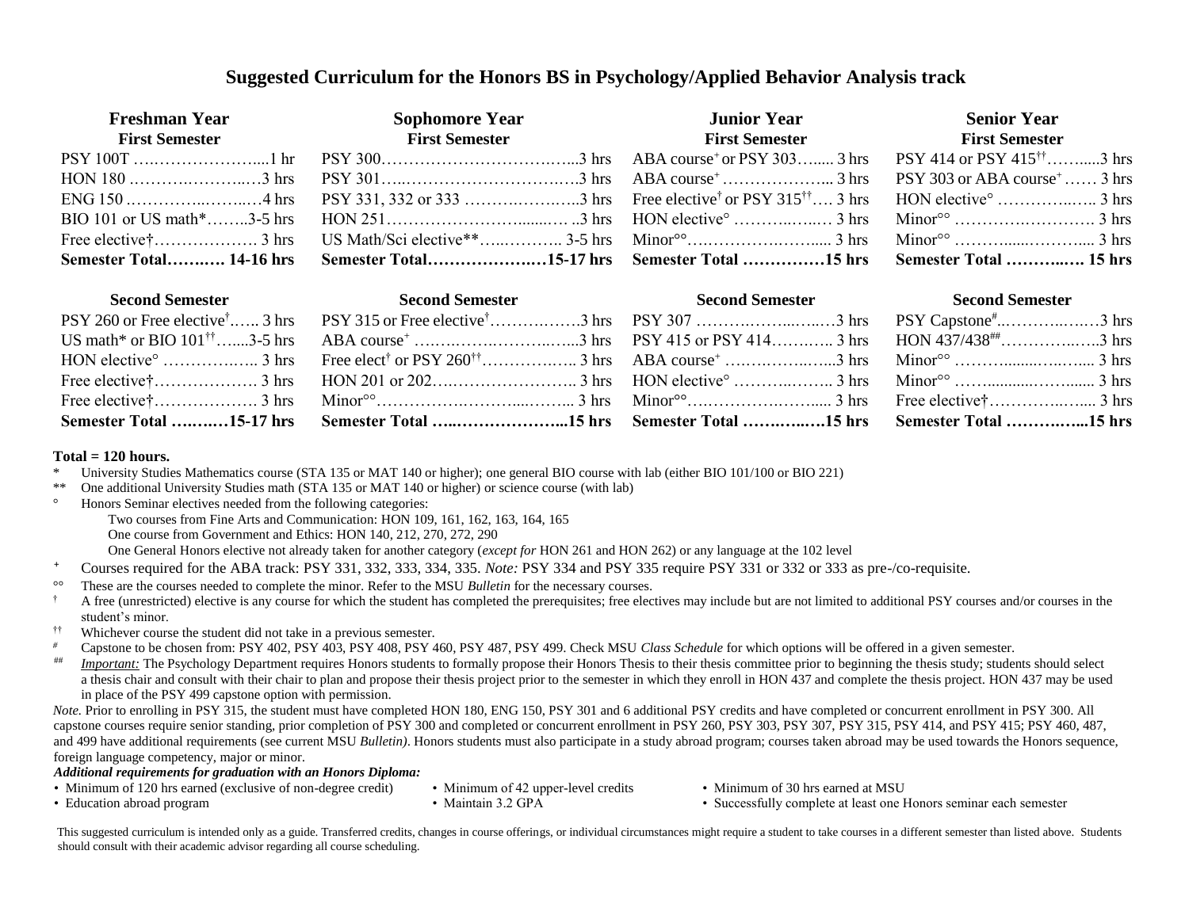# Suggested Curriculum for the Honors BS in Psychology/Applied Behavior Analysis track

## Freshman Year

**First Semester**

| | |
|---|---|
| PSY 100T | 1 hr |
| HON 180 | 3 hrs |
| ENG 150 | 4 hrs |
| BIO 101 or US math* | 3-5 hrs |
| Free elective† | 3 hrs |
| **Semester Total** | **14-16 hrs** |

**Second Semester**

| | |
|---|---|
| PSY 260 or Free elective† | 3 hrs |
| US math* or BIO 101†† | 3-5 hrs |
| HON elective° | 3 hrs |
| Free elective† | 3 hrs |
| Free elective† | 3 hrs |
| **Semester Total** | **15-17 hrs** |

## Sophomore Year

**First Semester**

| | |
|---|---|
| PSY 300 | 3 hrs |
| PSY 301 | 3 hrs |
| PSY 331, 332 or 333 | 3 hrs |
| HON 251 | 3 hrs |
| US Math/Sci elective** | 3-5 hrs |
| **Semester Total** | **15-17 hrs** |

**Second Semester**

| | |
|---|---|
| PSY 315 or Free elective† | 3 hrs |
| ABA course+ | 3 hrs |
| Free elect† or PSY 260†† | 3 hrs |
| HON 201 or 202 | 3 hrs |
| Minor°° | 3 hrs |
| **Semester Total** | **15 hrs** |

## Junior Year

**First Semester**

| | |
|---|---|
| ABA course+ or PSY 303 | 3 hrs |
| ABA course+ | 3 hrs |
| Free elective† or PSY 315†† | 3 hrs |
| HON elective° | 3 hrs |
| Minor°° | 3 hrs |
| **Semester Total** | **15 hrs** |

**Second Semester**

| | |
|---|---|
| PSY 307 | 3 hrs |
| PSY 415 or PSY 414 | 3 hrs |
| ABA course+ | 3 hrs |
| HON elective° | 3 hrs |
| Minor°° | 3 hrs |
| **Semester Total** | **15 hrs** |

## Senior Year

**First Semester**

| | |
|---|---|
| PSY 414 or PSY 415†† | 3 hrs |
| PSY 303 or ABA course+ | 3 hrs |
| HON elective° | 3 hrs |
| Minor°° | 3 hrs |
| Minor°° | 3 hrs |
| **Semester Total** | **15 hrs** |

**Second Semester**

| | |
|---|---|
| PSY Capstone# | 3 hrs |
| HON 437/438## | 3 hrs |
| Minor°° | 3 hrs |
| Minor°° | 3 hrs |
| Free elective† | 3 hrs |
| **Semester Total** | **15 hrs** |

**Total = 120 hours.**

\* University Studies Mathematics course (STA 135 or MAT 140 or higher); one general BIO course with lab (either BIO 101/100 or BIO 221)

\*\* One additional University Studies math (STA 135 or MAT 140 or higher) or science course (with lab)

° Honors Seminar electives needed from the following categories:
- Two courses from Fine Arts and Communication: HON 109, 161, 162, 163, 164, 165
- One course from Government and Ethics: HON 140, 212, 270, 272, 290
- One General Honors elective not already taken for another category (*except for* HON 261 and HON 262) or any language at the 102 level

\+ Courses required for the ABA track: PSY 331, 332, 333, 334, 335. *Note:* PSY 334 and PSY 335 require PSY 331 or 332 or 333 as pre-/co-requisite.

°° These are the courses needed to complete the minor. Refer to the MSU *Bulletin* for the necessary courses.

† A free (unrestricted) elective is any course for which the student has completed the prerequisites; free electives may include but are not limited to additional PSY courses and/or courses in the student's minor.

†† Whichever course the student did not take in a previous semester.

\# Capstone to be chosen from: PSY 402, PSY 403, PSY 408, PSY 460, PSY 487, PSY 499. Check MSU *Class Schedule* for which options will be offered in a given semester.

\## *Important:* The Psychology Department requires Honors students to formally propose their Honors Thesis to their thesis committee prior to beginning the thesis study; students should select a thesis chair and consult with their chair to plan and propose their thesis project prior to the semester in which they enroll in HON 437 and complete the thesis project. HON 437 may be used in place of the PSY 499 capstone option with permission.

*Note.* Prior to enrolling in PSY 315, the student must have completed HON 180, ENG 150, PSY 301 and 6 additional PSY credits and have completed or concurrent enrollment in PSY 300. All capstone courses require senior standing, prior completion of PSY 300 and completed or concurrent enrollment in PSY 260, PSY 303, PSY 307, PSY 315, PSY 414, and PSY 415; PSY 460, 487, and 499 have additional requirements (see current MSU *Bulletin)*. Honors students must also participate in a study abroad program; courses taken abroad may be used towards the Honors sequence, foreign language competency, major or minor.

***Additional requirements for graduation with an Honors Diploma:***

- Minimum of 120 hrs earned (exclusive of non-degree credit)
- Education abroad program
- Minimum of 42 upper-level credits
- Maintain 3.2 GPA
- Minimum of 30 hrs earned at MSU
- Successfully complete at least one Honors seminar each semester

This suggested curriculum is intended only as a guide. Transferred credits, changes in course offerings, or individual circumstances might require a student to take courses in a different semester than listed above. Students should consult with their academic advisor regarding all course scheduling.